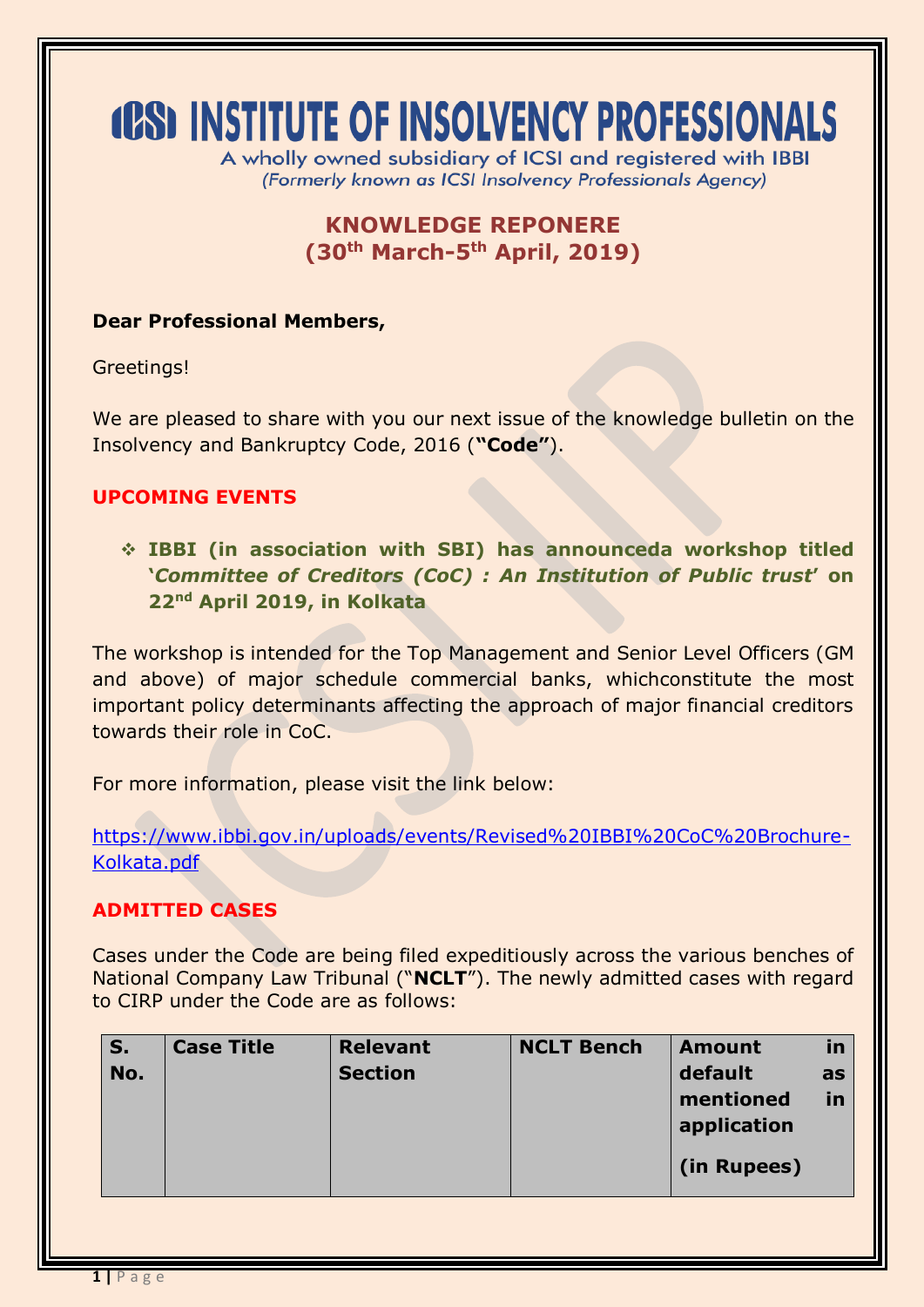# ICSI INSTITUTE OF INSOLVENCY PROFESSIONALS

A wholly owned subsidiary of ICSI and registered with IBBI
*(Formerly known as ICSI Insolvency Professionals Agency)*

## KNOWLEDGE REPONERE
## (30th March-5th April, 2019)

**Dear Professional Members,**

Greetings!

We are pleased to share with you our next issue of the knowledge bulletin on the Insolvency and Bankruptcy Code, 2016 (**"Code"**).

## UPCOMING EVENTS

- **IBBI (in association with SBI) has announceda workshop titled '*Committee of Creditors (CoC) : An Institution of Public trust*' on 22nd April 2019, in Kolkata**

The workshop is intended for the Top Management and Senior Level Officers (GM and above) of major schedule commercial banks, whichconstitute the most important policy determinants affecting the approach of major financial creditors towards their role in CoC.

For more information, please visit the link below:

https://www.ibbi.gov.in/uploads/events/Revised%20IBBI%20CoC%20Brochure-Kolkata.pdf

## ADMITTED CASES

Cases under the Code are being filed expeditiously across the various benches of National Company Law Tribunal ("**NCLT**"). The newly admitted cases with regard to CIRP under the Code are as follows:

| S. No. | Case Title | Relevant Section | NCLT Bench | Amount in default as mentioned in application (in Rupees) |
|---|---|---|---|---|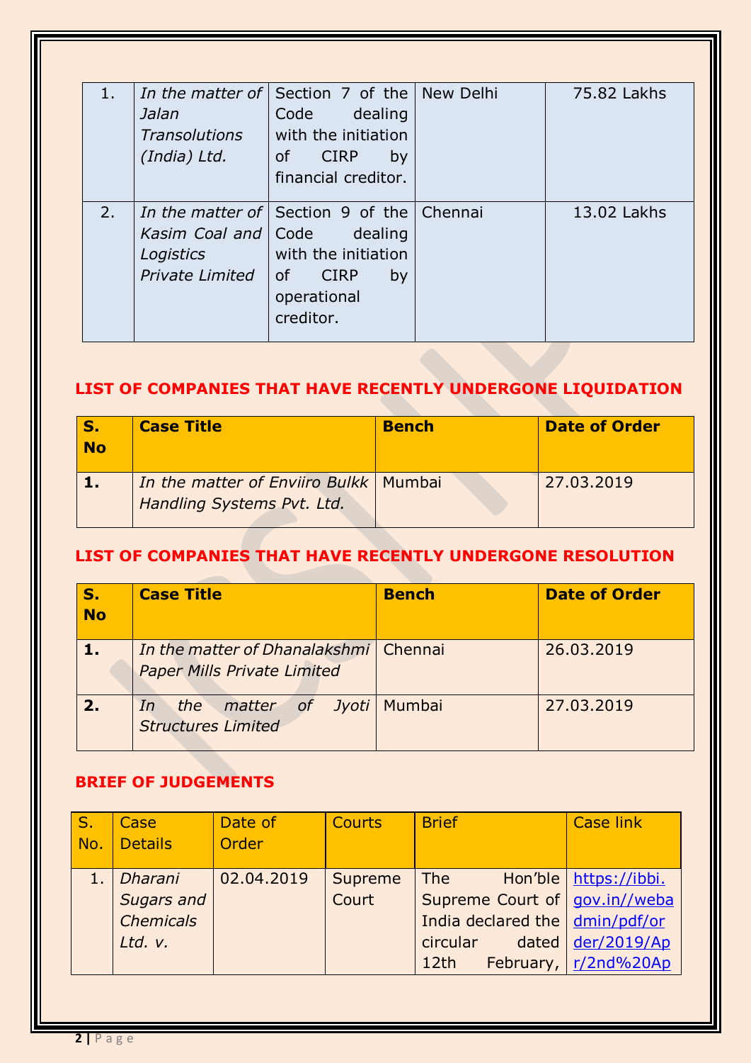| | | | | |
|---|---|---|---|---|
| 1. | *In the matter of Jalan Transolutions (India) Ltd.* | Section 7 of the Code dealing with the initiation of CIRP by financial creditor. | New Delhi | 75.82 Lakhs |
| 2. | *In the matter of Kasim Coal and Logistics Private Limited* | Section 9 of the Code dealing with the initiation of CIRP by operational creditor. | Chennai | 13.02 Lakhs |

## LIST OF COMPANIES THAT HAVE RECENTLY UNDERGONE LIQUIDATION

| S. No | Case Title | Bench | Date of Order |
|---|---|---|---|
| **1.** | *In the matter of Enviiro Bulkk Handling Systems Pvt. Ltd.* | Mumbai | 27.03.2019 |

## LIST OF COMPANIES THAT HAVE RECENTLY UNDERGONE RESOLUTION

| S. No | Case Title | Bench | Date of Order |
|---|---|---|---|
| **1.** | *In the matter of Dhanalakshmi Paper Mills Private Limited* | Chennai | 26.03.2019 |
| **2.** | *In the matter of Jyoti Structures Limited* | Mumbai | 27.03.2019 |

## BRIEF OF JUDGEMENTS

| S. No. | Case Details | Date of Order | Courts | Brief | Case link |
|---|---|---|---|---|---|
| 1. | *Dharani Sugars and Chemicals Ltd. v.* | 02.04.2019 | Supreme Court | The Hon'ble Supreme Court of India declared the circular dated 12th February, | https://ibbi.gov.in//webadmin/pdf/order/2019/Apr/2nd%20Ap |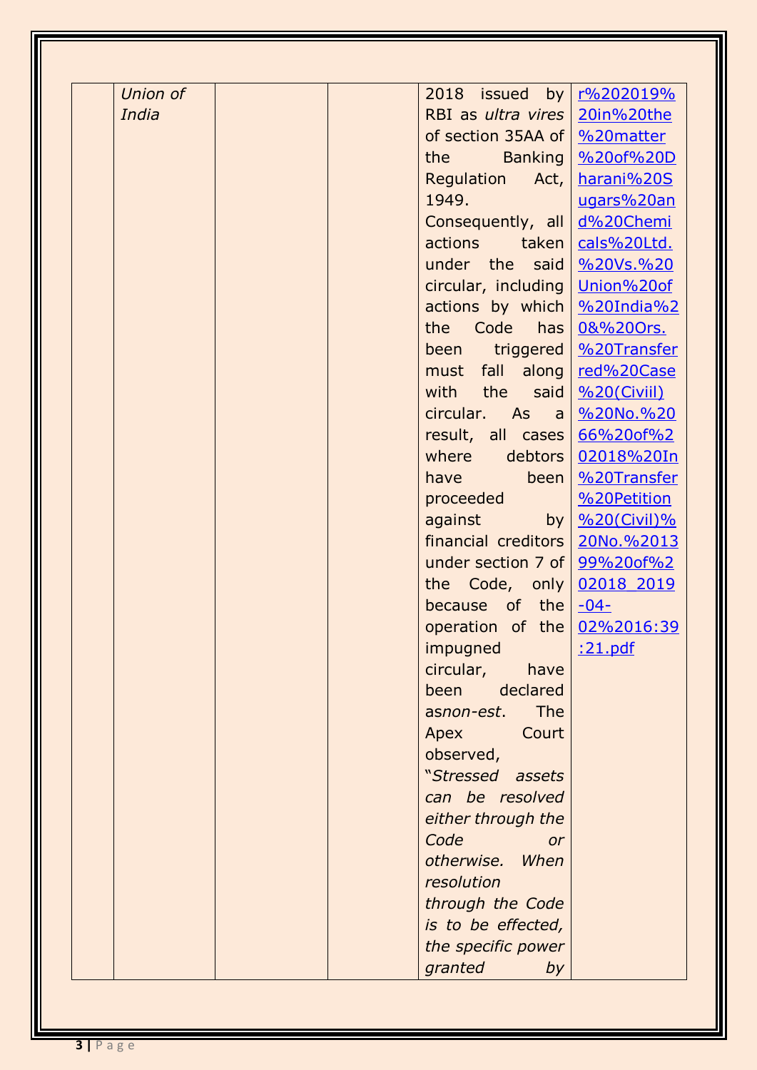|  | *Union of India* |  |  | 2018 issued by RBI as *ultra vires* of section 35AA of the Banking Regulation Act, 1949. Consequently, all actions taken under the said circular, including actions by which the Code has been triggered must fall along with the said circular. As a result, all cases where debtors have been proceeded against by financial creditors under section 7 of the Code, only because of the operation of the impugned circular, have been declared as*non-est*. The Apex Court observed, "*Stressed assets can be resolved either through the Code or otherwise. When resolution through the Code is to be effected, the specific power granted by* | r%202019%20in%20the%20matter%20of%20Dharani%20Sugars%20and%20Chemicals%20Ltd.%20Vs.%20Union%20of%20India%20&%20Ors.%20Transferred%20Case%20(Civiil)%20No.%2066%20of%202018%20In%20Transfer%20Petition%20(Civil)%20No.%201399%20of%202018_2019-04-02%2016:39:21.pdf |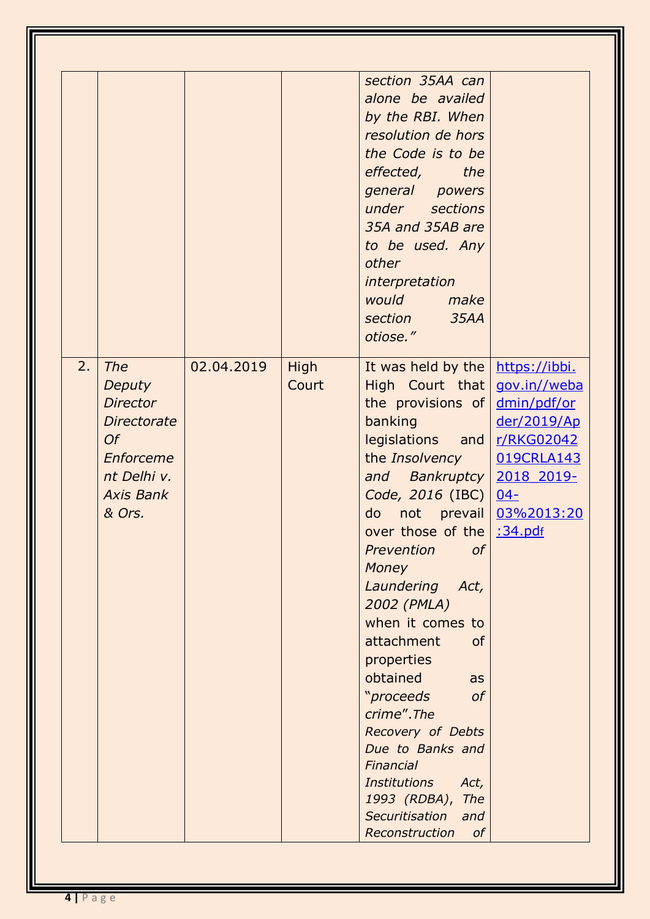| | | | | | |
|---|---|---|---|---|---|
| | | | | *section 35AA can alone be availed by the RBI. When resolution de hors the Code is to be effected, the general powers under sections 35A and 35AB are to be used. Any other interpretation would make section 35AA otiose."* | |
| 2. | *The Deputy Director Directorate Of Enforcement Delhi v. Axis Bank & Ors.* | 02.04.2019 | High Court | It was held by the High Court that the provisions of banking legislations and the *Insolvency and Bankruptcy Code, 2016* (IBC) do not prevail over those of the *Prevention of Money Laundering Act, 2002 (PMLA)* when it comes to attachment of properties obtained as "*proceeds of crime*".*The Recovery of Debts Due to Banks and Financial Institutions Act, 1993 (RDBA)*, *The Securitisation and Reconstruction of* | [https://ibbi.gov.in//webadmin/pdf/order/2019/Apr/RKG02042019CRLA1432018_2019-04-03%2013:20:34.pdf](https://ibbi.gov.in//webadmin/pdf/order/2019/Apr/RKG02042019CRLA1432018_2019-04-03%2013:20:34.pdf) |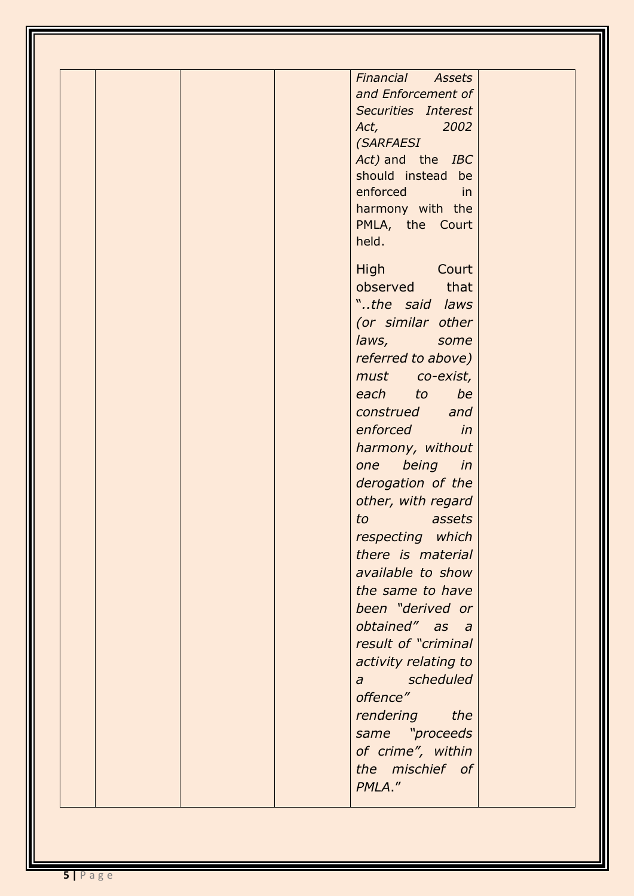| | | | | | |
|---|---|---|---|---|---|
| | | | | *Financial Assets and Enforcement of Securities Interest Act, 2002 (SARFAESI Act)* and the *IBC* should instead be enforced in harmony with the PMLA, the Court held.<br><br>High Court observed that "*..the said laws (or similar other laws, some referred to above) must co-exist, each to be construed and enforced in harmony, without one being in derogation of the other, with regard to assets respecting which there is material available to show the same to have been "derived or obtained" as a result of "criminal activity relating to a scheduled offence" rendering the same "proceeds of crime", within the mischief of PMLA.*" | |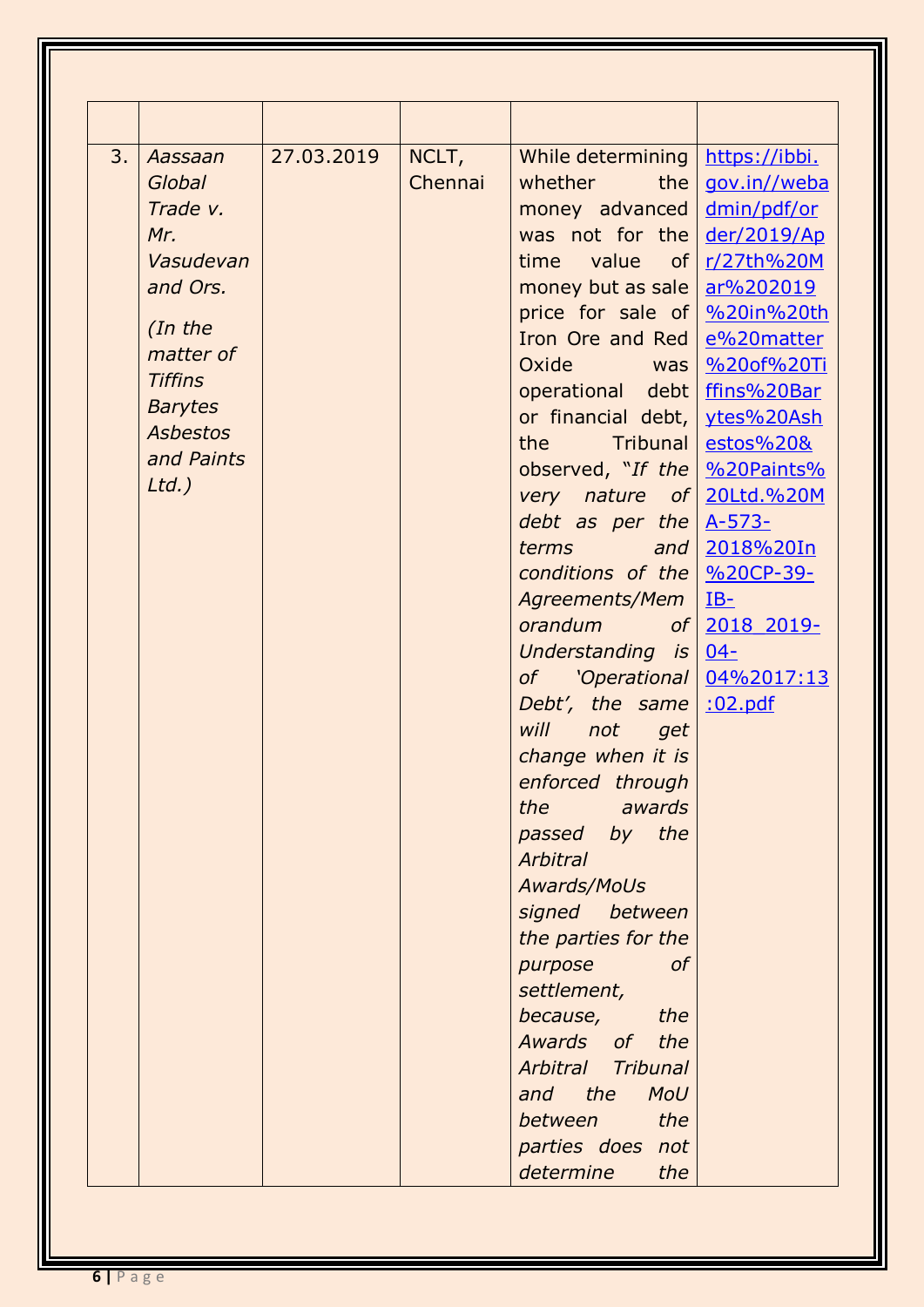| | | | | | |
|---|---|---|---|---|---|
| 3. | *Aassaan Global Trade v. Mr. Vasudevan and Ors.* *(In the matter of Tiffins Barytes Asbestos and Paints Ltd.)* | 27.03.2019 | NCLT, Chennai | While determining whether the money advanced was not for the time value of money but as sale price for sale of Iron Ore and Red Oxide was operational debt or financial debt, the Tribunal observed, "*If the very nature of debt as per the terms and conditions of the Agreements/Memorandum of Understanding is of 'Operational Debt', the same will not get change when it is enforced through the awards passed by the Arbitral Awards/MoUs signed between the parties for the purpose of settlement, because, the Awards of the Arbitral Tribunal and the MoU between the parties does not determine the* | [https://ibbi.gov.in//webadmin/pdf/order/2019/Apr/27th%20Mar%202019%20in%20the%20matter%20of%20Tiffins%20Barytes%20Asbestos%20&%20Paints%20Ltd.%20MA-573-2018%20In%20CP-39-IB-2018_2019-04-04%2017:13:02.pdf](https://ibbi.gov.in//webadmin/pdf/order/2019/Apr/27th%20Mar%202019%20in%20the%20matter%20of%20Tiffins%20Barytes%20Asbestos%20&%20Paints%20Ltd.%20MA-573-2018%20In%20CP-39-IB-2018_2019-04-04%2017:13:02.pdf) |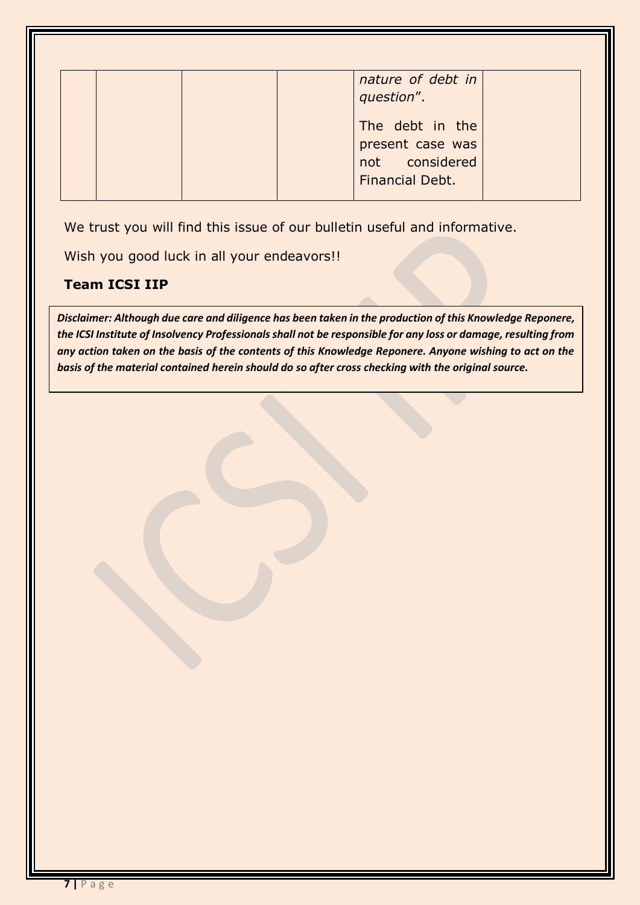| | | | | | |
|---|---|---|---|---|---|
| | | | | *nature of debt in question*".<br><br>The debt in the present case was not considered Financial Debt. | |

We trust you will find this issue of our bulletin useful and informative.

Wish you good luck in all your endeavors!!

**Team ICSI IIP**

***Disclaimer: Although due care and diligence has been taken in the production of this Knowledge Reponere, the ICSI Institute of Insolvency Professionals shall not be responsible for any loss or damage, resulting from any action taken on the basis of the contents of this Knowledge Reponere. Anyone wishing to act on the basis of the material contained herein should do so after cross checking with the original source.***